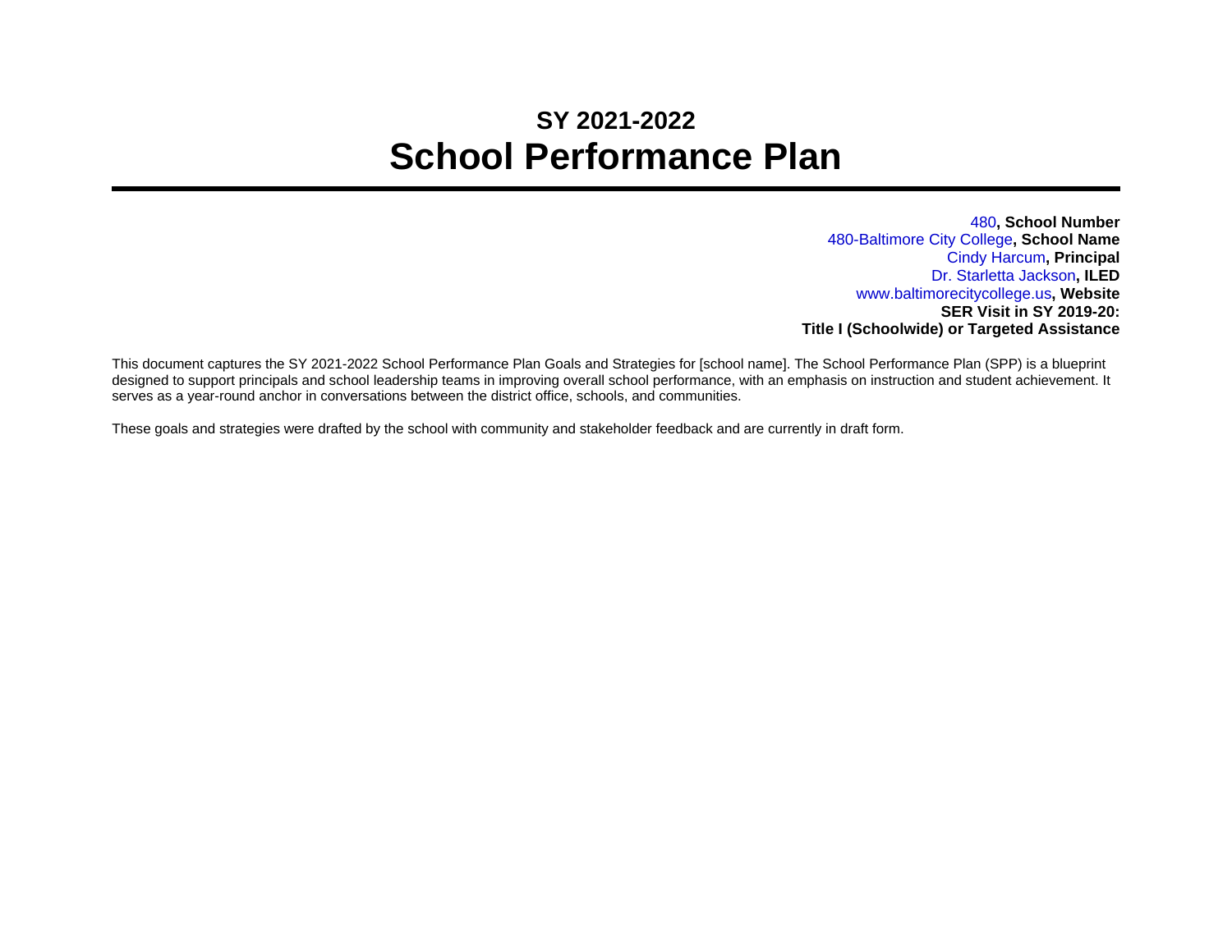# SY 2021-2022
# School Performance Plan

---

480**, School Number**
480-Baltimore City College**, School Name**
Cindy Harcum**, Principal**
Dr. Starletta Jackson**, ILED**
www.baltimorecitycollege.us**, Website**
**SER Visit in SY 2019-20:**
**Title I (Schoolwide) or Targeted Assistance**

This document captures the SY 2021-2022 School Performance Plan Goals and Strategies for [school name]. The School Performance Plan (SPP) is a blueprint designed to support principals and school leadership teams in improving overall school performance, with an emphasis on instruction and student achievement. It serves as a year-round anchor in conversations between the district office, schools, and communities.

These goals and strategies were drafted by the school with community and stakeholder feedback and are currently in draft form.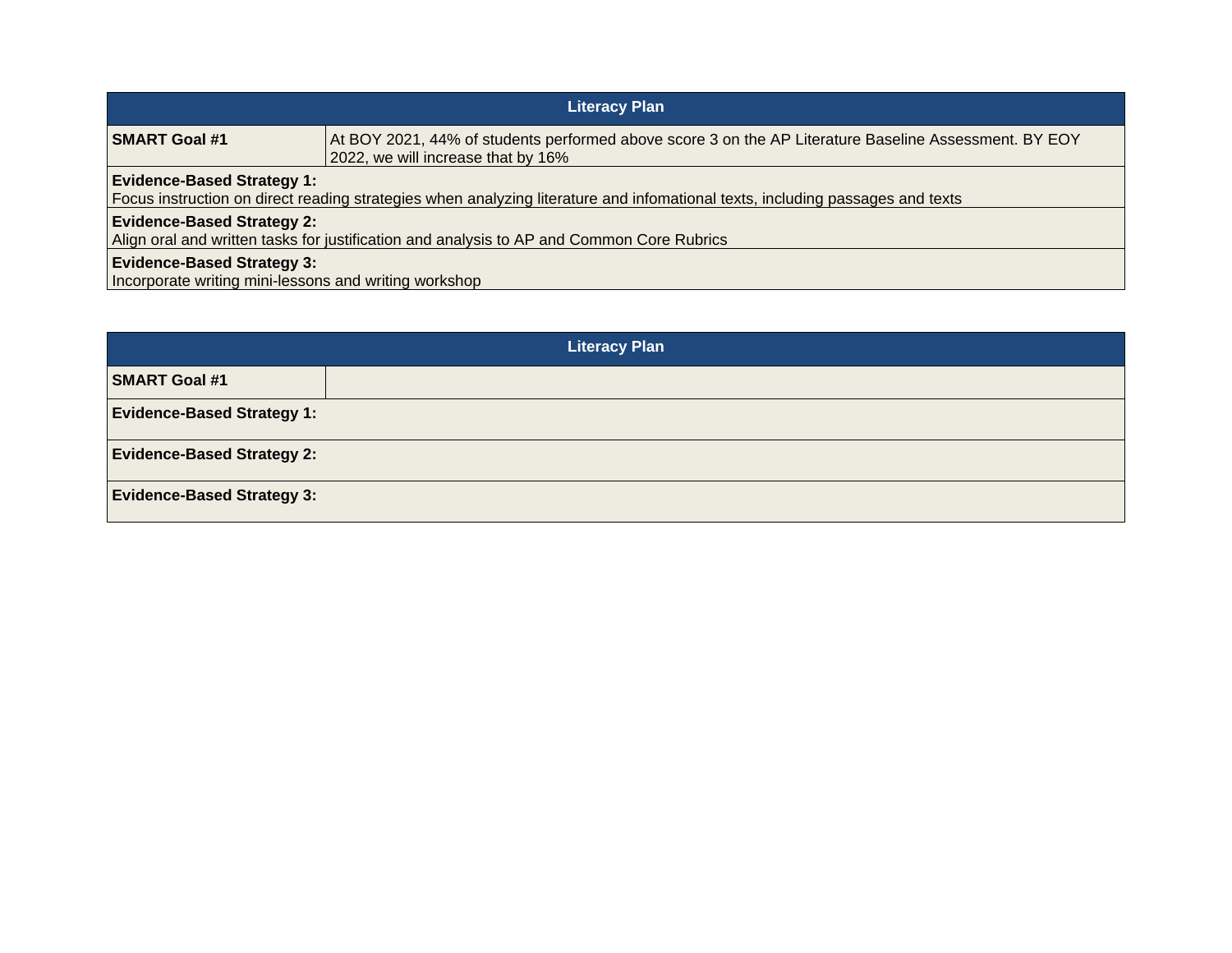| Literacy Plan | |
|---|---|
| **SMART Goal #1** | At BOY 2021, 44% of students performed above score 3 on the AP Literature Baseline Assessment. BY EOY 2022, we will increase that by 16% |
| **Evidence-Based Strategy 1:** Focus instruction on direct reading strategies when analyzing literature and infomational texts, including passages and texts | |
| **Evidence-Based Strategy 2:** Align oral and written tasks for justification and analysis to AP and Common Core Rubrics | |
| **Evidence-Based Strategy 3:** Incorporate writing mini-lessons and writing workshop | |

| Literacy Plan | |
|---|---|
| **SMART Goal #1** | |
| **Evidence-Based Strategy 1:** | |
| **Evidence-Based Strategy 2:** | |
| **Evidence-Based Strategy 3:** | |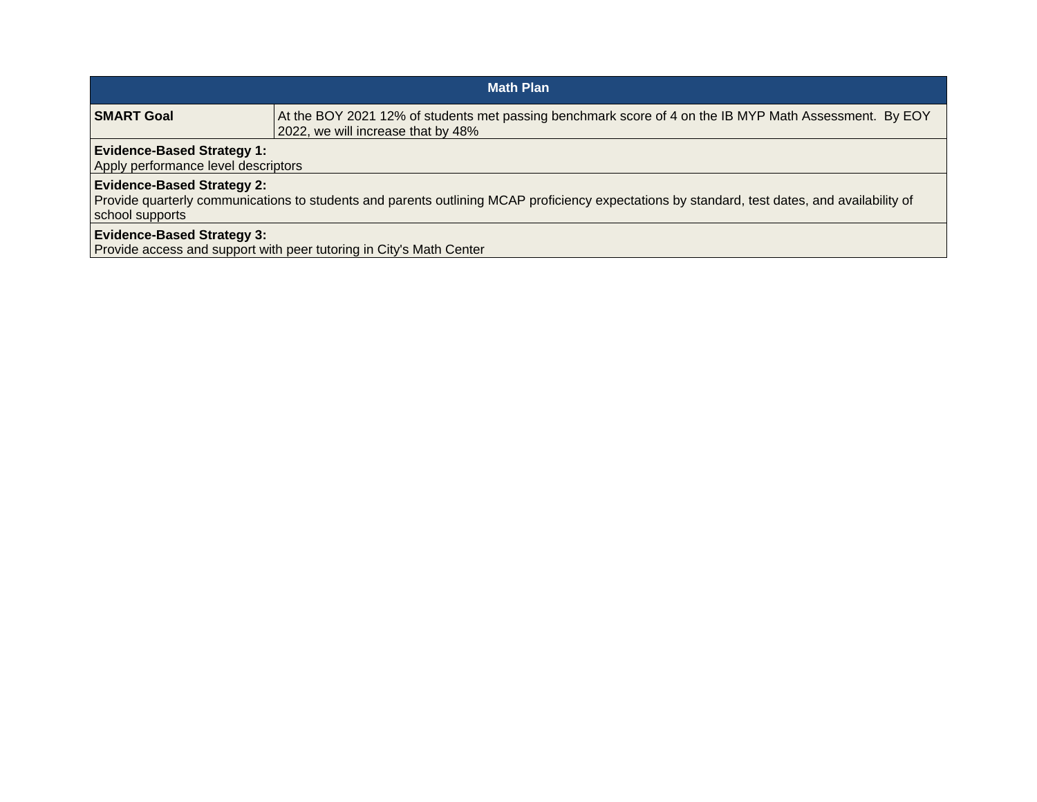| Math Plan | |
|---|---|
| **SMART Goal** | At the BOY 2021 12% of students met passing benchmark score of 4 on the IB MYP Math Assessment. By EOY 2022, we will increase that by 48% |
| **Evidence-Based Strategy 1:**<br>Apply performance level descriptors | |
| **Evidence-Based Strategy 2:**<br>Provide quarterly communications to students and parents outlining MCAP proficiency expectations by standard, test dates, and availability of school supports | |
| **Evidence-Based Strategy 3:**<br>Provide access and support with peer tutoring in City's Math Center | |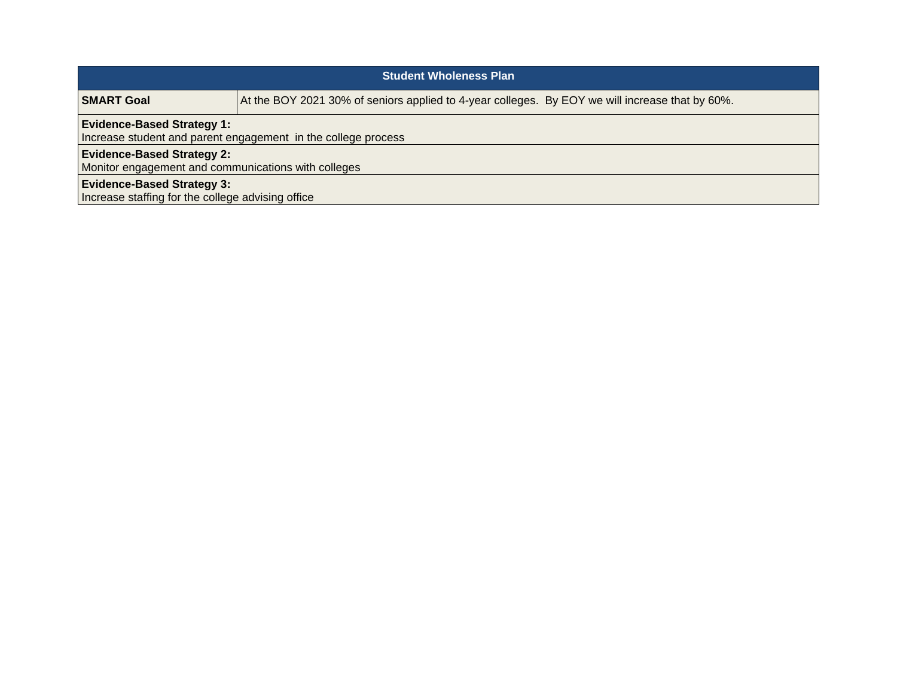| Student Wholeness Plan | |
|---|---|
| **SMART Goal** | At the BOY 2021 30% of seniors applied to 4-year colleges.  By EOY we will increase that by 60%. |
| **Evidence-Based Strategy 1:** Increase student and parent engagement  in the college process | |
| **Evidence-Based Strategy 2:** Monitor engagement and communications with colleges | |
| **Evidence-Based Strategy 3:** Increase staffing for the college advising office | |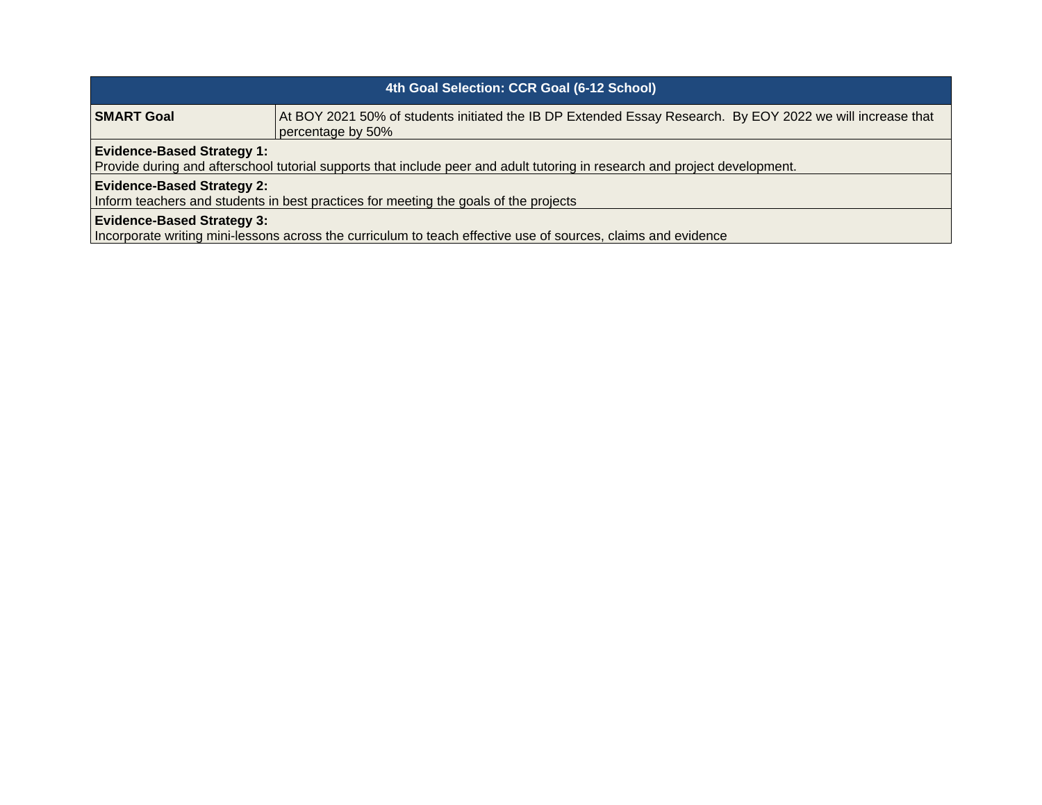| 4th Goal Selection: CCR Goal (6-12 School) | |
|---|---|
| **SMART Goal** | At BOY 2021 50% of students initiated the IB DP Extended Essay Research.  By EOY 2022 we will increase that percentage by 50% |
| **Evidence-Based Strategy 1:**<br>Provide during and afterschool tutorial supports that include peer and adult tutoring in research and project development. | |
| **Evidence-Based Strategy 2:**<br>Inform teachers and students in best practices for meeting the goals of the projects | |
| **Evidence-Based Strategy 3:**<br>Incorporate writing mini-lessons across the curriculum to teach effective use of sources, claims and evidence | |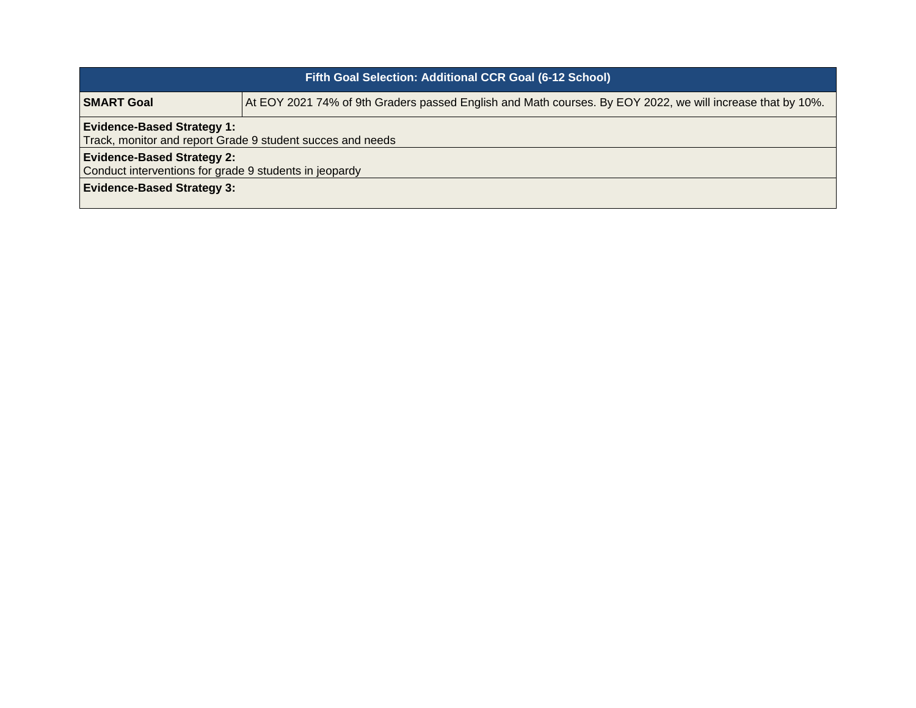| Fifth Goal Selection: Additional CCR Goal (6-12 School) | |
|---|---|
| **SMART Goal** | At EOY 2021 74% of 9th Graders passed English and Math courses. By EOY 2022, we will increase that by 10%. |
| **Evidence-Based Strategy 1:**<br>Track, monitor and report Grade 9 student succes and needs | |
| **Evidence-Based Strategy 2:**<br>Conduct interventions for grade 9 students in jeopardy | |
| **Evidence-Based Strategy 3:** | |